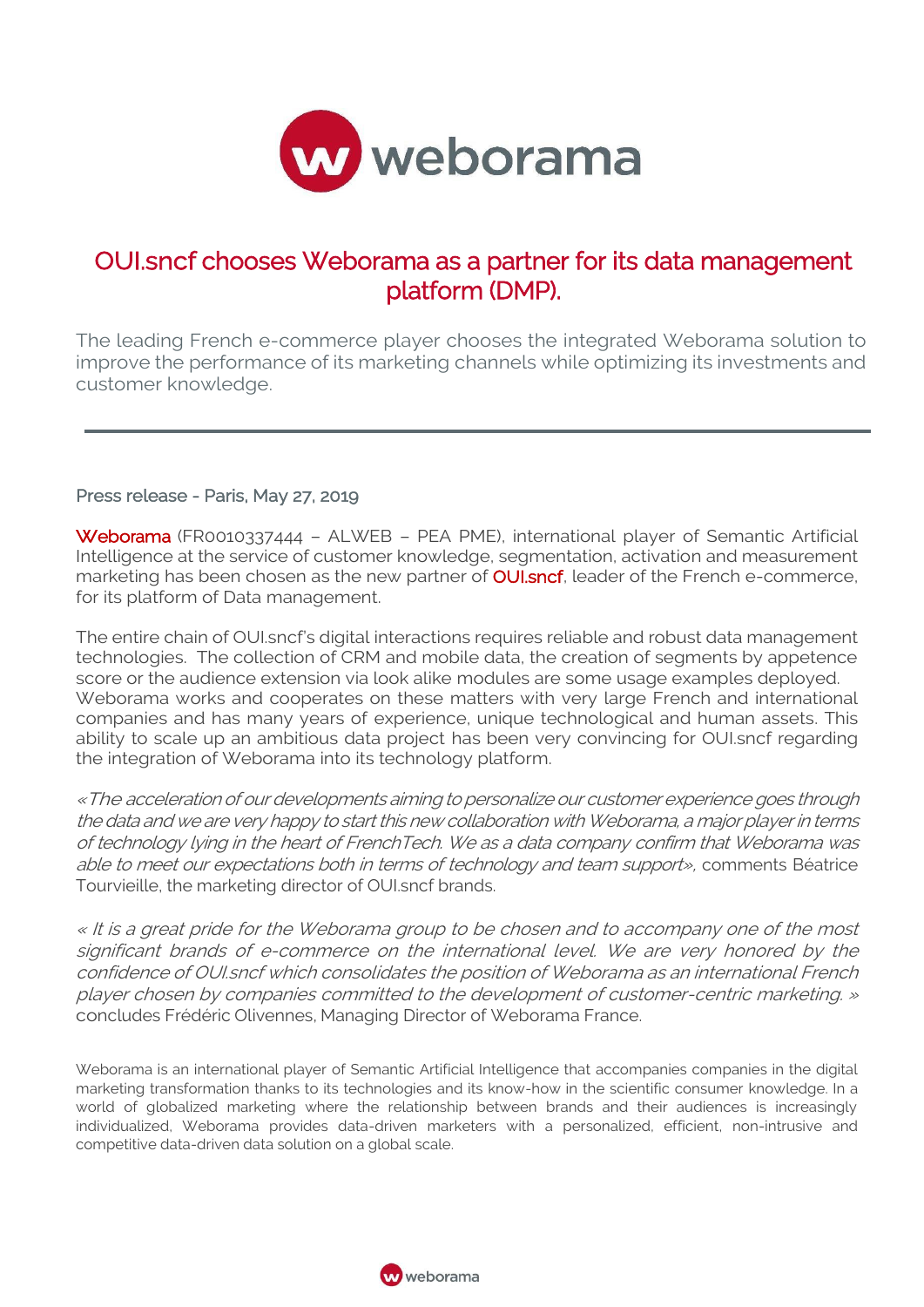# OUI.sncf chooses Weborama as a partner for its data management platform (DMP).

The leading French e-commerce player chooses the integrated Weborama solution to improve the performance of its marketing channels while optimizing its investments and customer knowledge.

---

Press release - Paris, May 27, 2019

Weborama (FR0010337444 – ALWEB – PEA PME), international player of Semantic Artificial Intelligence at the service of customer knowledge, segmentation, activation and measurement marketing has been chosen as the new partner of OUI.sncf, leader of the French e-commerce, for its platform of Data management.

The entire chain of OUI.sncf's digital interactions requires reliable and robust data management technologies. The collection of CRM and mobile data, the creation of segments by appetence score or the audience extension via look alike modules are some usage examples deployed. Weborama works and cooperates on these matters with very large French and international companies and has many years of experience, unique technological and human assets. This ability to scale up an ambitious data project has been very convincing for OUI.sncf regarding the integration of Weborama into its technology platform.

*«The acceleration of our developments aiming to personalize our customer experience goes through the data and we are very happy to start this new collaboration with Weborama, a major player in terms of technology lying in the heart of FrenchTech. We as a data company confirm that Weborama was able to meet our expectations both in terms of technology and team support»,* comments Béatrice Tourvieille, the marketing director of OUI.sncf brands.

*« It is a great pride for the Weborama group to be chosen and to accompany one of the most significant brands of e-commerce on the international level. We are very honored by the confidence of OUI.sncf which consolidates the position of Weborama as an international French player chosen by companies committed to the development of customer-centric marketing. »* concludes Frédéric Olivennes, Managing Director of Weborama France.

Weborama is an international player of Semantic Artificial Intelligence that accompanies companies in the digital marketing transformation thanks to its technologies and its know-how in the scientific consumer knowledge. In a world of globalized marketing where the relationship between brands and their audiences is increasingly individualized, Weborama provides data-driven marketers with a personalized, efficient, non-intrusive and competitive data-driven data solution on a global scale.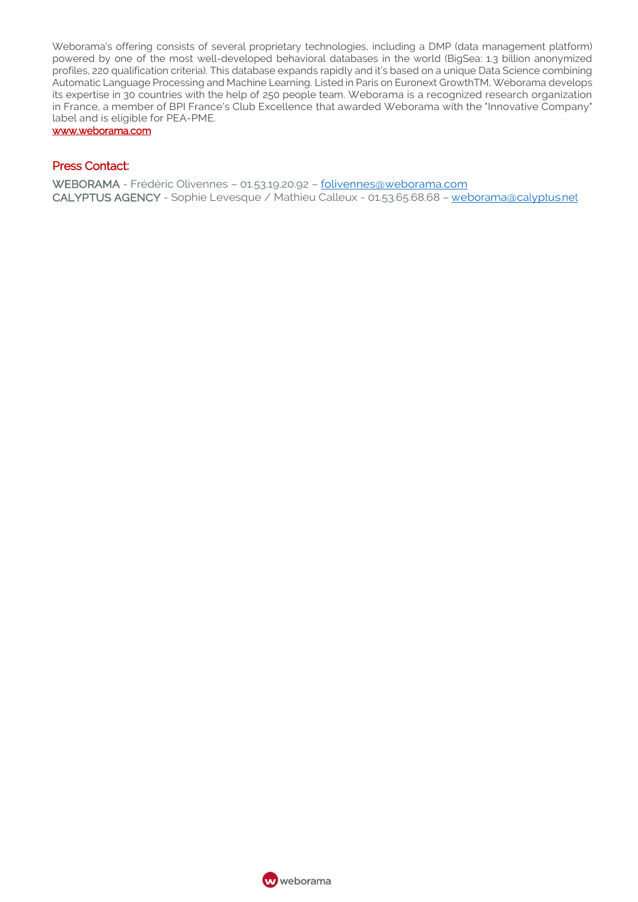Weborama's offering consists of several proprietary technologies, including a DMP (data management platform) powered by one of the most well-developed behavioral databases in the world (BigSea: 1.3 billion anonymized profiles, 220 qualification criteria). This database expands rapidly and it's based on a unique Data Science combining Automatic Language Processing and Machine Learning. Listed in Paris on Euronext GrowthTM, Weborama develops its expertise in 30 countries with the help of 250 people team. Weborama is a recognized research organization in France, a member of BPI France's Club Excellence that awarded Weborama with the "Innovative Company" label and is eligible for PEA-PME.

www.weborama.com

## Press Contact:

WEBORAMA - Frédéric Olivennes – 01.53.19.20.92 – folivennes@weborama.com
CALYPTUS AGENCY - Sophie Levesque / Mathieu Calleux - 01.53.65.68.68 – weborama@calyptus.net